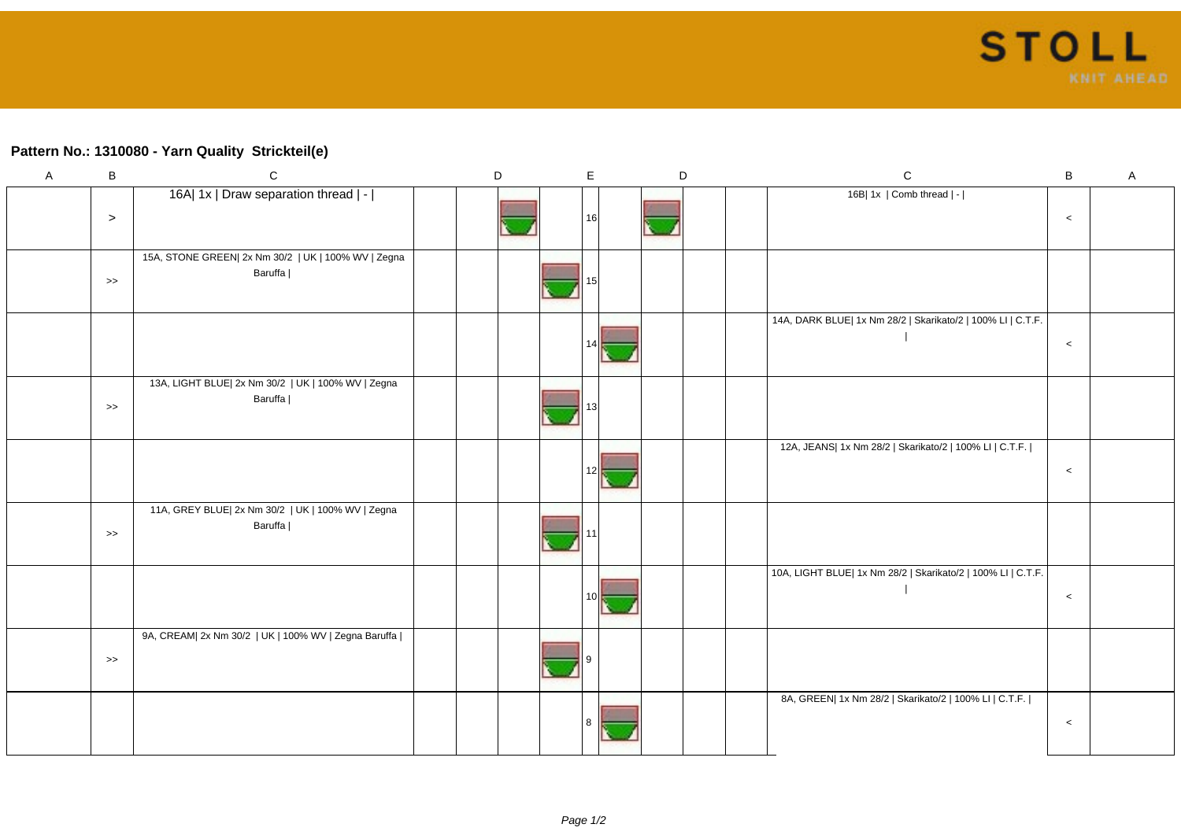STOLL
KNIT AHEAD

**Pattern No.: 1310080 - Yarn Quality  Strickteil(e)**

| A | B | C | | D | | | E | | D | | | C | B | A |
|---|---|---|---|---|---|---|---|---|---|---|---|---|---|---|
| | > | 16A\| 1x \| Draw separation thread \| - \| | | | | | 16 | | | | | 16B\| 1x \| Comb thread \| - \| | < | |
| | >> | 15A, STONE GREEN\| 2x Nm 30/2 \| UK \| 100% WV \| Zegna Baruffa \| | | | | | 15 | | | | | | | |
| | | | | | | | 14 | | | | | 14A, DARK BLUE\| 1x Nm 28/2 \| Skarikato/2 \| 100% LI \| C.T.F. \| | < | |
| | >> | 13A, LIGHT BLUE\| 2x Nm 30/2 \| UK \| 100% WV \| Zegna Baruffa \| | | | | | 13 | | | | | | | |
| | | | | | | | 12 | | | | | 12A, JEANS\| 1x Nm 28/2 \| Skarikato/2 \| 100% LI \| C.T.F. \| | < | |
| | >> | 11A, GREY BLUE\| 2x Nm 30/2 \| UK \| 100% WV \| Zegna Baruffa \| | | | | | 11 | | | | | | | |
| | | | | | | | 10 | | | | | 10A, LIGHT BLUE\| 1x Nm 28/2 \| Skarikato/2 \| 100% LI \| C.T.F. \| | < | |
| | >> | 9A, CREAM\| 2x Nm 30/2 \| UK \| 100% WV \| Zegna Baruffa \| | | | | | 9 | | | | | | | |
| | | | | | | | 8 | | | | | 8A, GREEN\| 1x Nm 28/2 \| Skarikato/2 \| 100% LI \| C.T.F. \| | < | |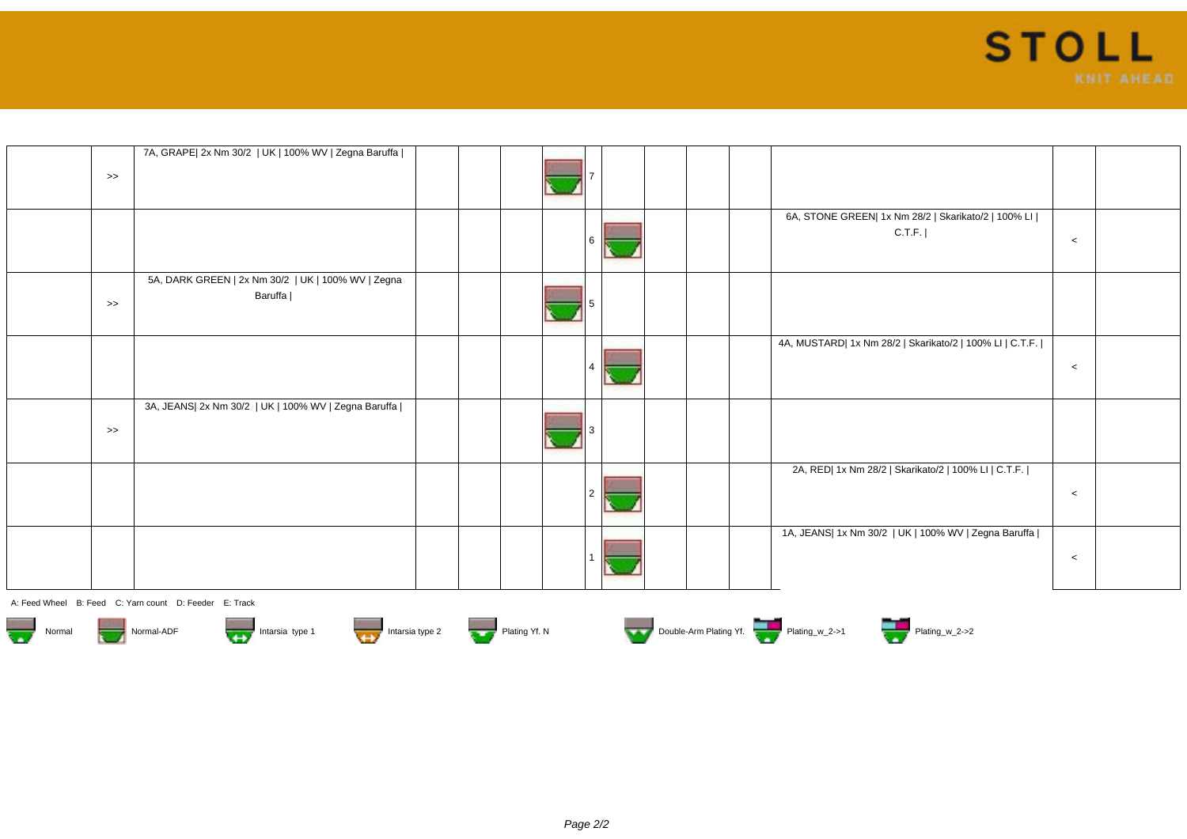| | | | | | | | | | | | | | |
|---|---|---|---|---|---|---|---|---|---|---|---|---|---|
| | >> | 7A, GRAPE\| 2x Nm 30/2 \| UK \| 100% WV \| Zegna Baruffa \| | | | | 7 | | | | | | | |
| | | | | | | 6 | | | | | 6A, STONE GREEN\| 1x Nm 28/2 \| Skarikato/2 \| 100% LI \| C.T.F. \| | < | |
| | >> | 5A, DARK GREEN \| 2x Nm 30/2 \| UK \| 100% WV \| Zegna Baruffa \| | | | | 5 | | | | | | | |
| | | | | | | 4 | | | | | 4A, MUSTARD\| 1x Nm 28/2 \| Skarikato/2 \| 100% LI \| C.T.F. \| | < | |
| | >> | 3A, JEANS\| 2x Nm 30/2 \| UK \| 100% WV \| Zegna Baruffa \| | | | | 3 | | | | | | | |
| | | | | | | 2 | | | | | 2A, RED\| 1x Nm 28/2 \| Skarikato/2 \| 100% LI \| C.T.F. \| | < | |
| | | | | | | 1 | | | | | 1A, JEANS\| 1x Nm 30/2 \| UK \| 100% WV \| Zegna Baruffa \| | < | |

A: Feed Wheel B: Feed C: Yarn count D: Feeder E: Track

Normal Normal-ADF Intarsia type 1 Intarsia type 2 Plating Yf. N Double-Arm Plating Yf. Plating_w_2->1 Plating_w_2->2